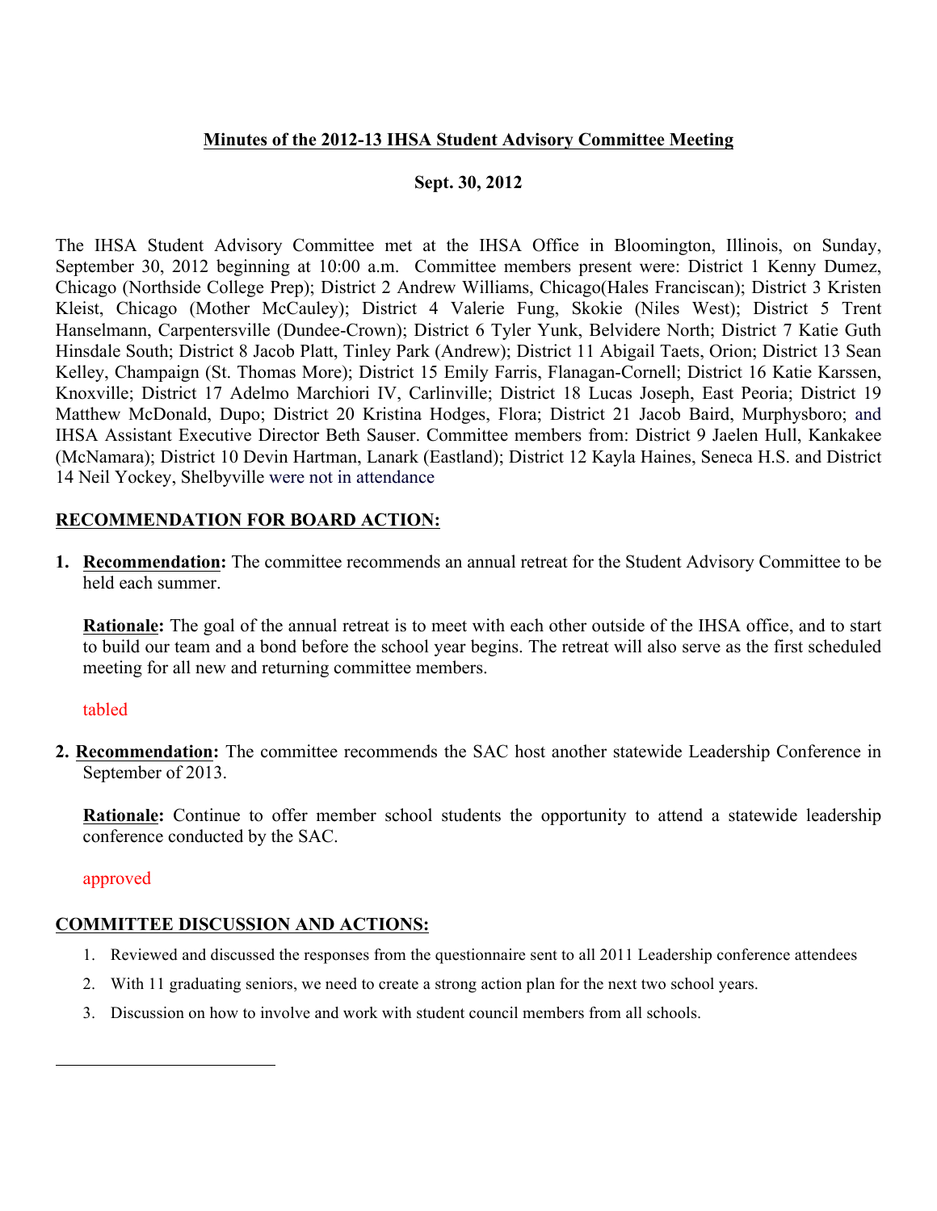## Minutes of the 2012-13 IHSA Student Advisory Committee Meeting

**Sept. 30, 2012**

The IHSA Student Advisory Committee met at the IHSA Office in Bloomington, Illinois, on Sunday, September 30, 2012 beginning at 10:00 a.m. Committee members present were: District 1 Kenny Dumez, Chicago (Northside College Prep); District 2 Andrew Williams, Chicago(Hales Franciscan); District 3 Kristen Kleist, Chicago (Mother McCauley); District 4 Valerie Fung, Skokie (Niles West); District 5 Trent Hanselmann, Carpentersville (Dundee-Crown); District 6 Tyler Yunk, Belvidere North; District 7 Katie Guth Hinsdale South; District 8 Jacob Platt, Tinley Park (Andrew); District 11 Abigail Taets, Orion; District 13 Sean Kelley, Champaign (St. Thomas More); District 15 Emily Farris, Flanagan-Cornell; District 16 Katie Karssen, Knoxville; District 17 Adelmo Marchiori IV, Carlinville; District 18 Lucas Joseph, East Peoria; District 19 Matthew McDonald, Dupo; District 20 Kristina Hodges, Flora; District 21 Jacob Baird, Murphysboro; and IHSA Assistant Executive Director Beth Sauser. Committee members from: District 9 Jaelen Hull, Kankakee (McNamara); District 10 Devin Hartman, Lanark (Eastland); District 12 Kayla Haines, Seneca H.S. and District 14 Neil Yockey, Shelbyville were not in attendance

### RECOMMENDATION FOR BOARD ACTION:

1. **Recommendation:** The committee recommends an annual retreat for the Student Advisory Committee to be held each summer.

   **Rationale:** The goal of the annual retreat is to meet with each other outside of the IHSA office, and to start to build our team and a bond before the school year begins. The retreat will also serve as the first scheduled meeting for all new and returning committee members.

   tabled

2. **Recommendation:** The committee recommends the SAC host another statewide Leadership Conference in September of 2013.

   **Rationale:** Continue to offer member school students the opportunity to attend a statewide leadership conference conducted by the SAC.

   approved

### COMMITTEE DISCUSSION AND ACTIONS:

1. Reviewed and discussed the responses from the questionnaire sent to all 2011 Leadership conference attendees
2. With 11 graduating seniors, we need to create a strong action plan for the next two school years.
3. Discussion on how to involve and work with student council members from all schools.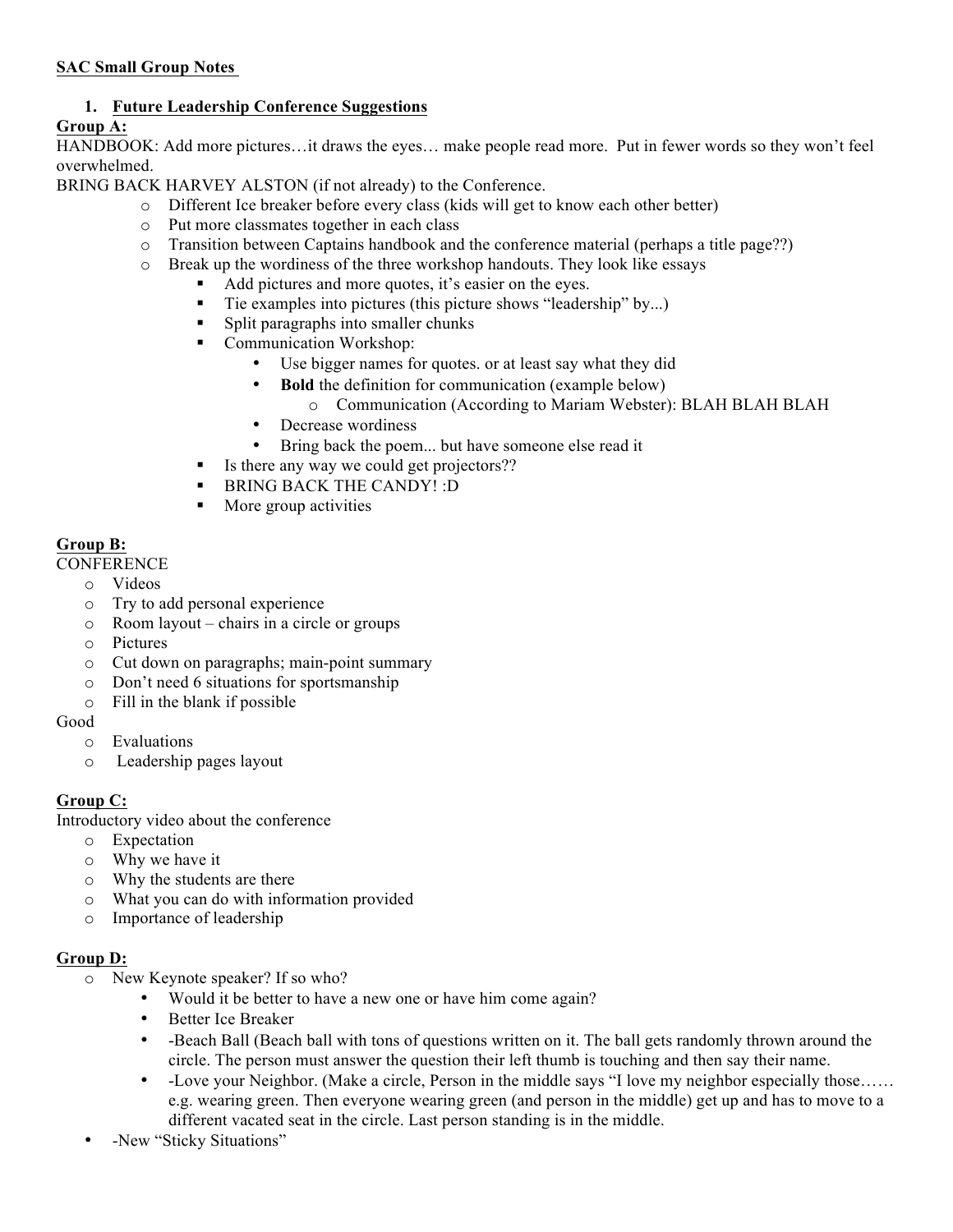**SAC Small Group Notes**

1. **Future Leadership Conference Suggestions**

**Group A:**

HANDBOOK: Add more pictures…it draws the eyes… make people read more. Put in fewer words so they won't feel overwhelmed.

BRING BACK HARVEY ALSTON (if not already) to the Conference.

- Different Ice breaker before every class (kids will get to know each other better)
- Put more classmates together in each class
- Transition between Captains handbook and the conference material (perhaps a title page??)
- Break up the wordiness of the three workshop handouts. They look like essays
  - Add pictures and more quotes, it's easier on the eyes.
  - Tie examples into pictures (this picture shows "leadership" by...)
  - Split paragraphs into smaller chunks
  - Communication Workshop:
    - Use bigger names for quotes. or at least say what they did
    - **Bold** the definition for communication (example below)
      - Communication (According to Mariam Webster): BLAH BLAH BLAH
    - Decrease wordiness
    - Bring back the poem... but have someone else read it
  - Is there any way we could get projectors??
  - BRING BACK THE CANDY! :D
  - More group activities

**Group B:**

CONFERENCE

- Videos
- Try to add personal experience
- Room layout – chairs in a circle or groups
- Pictures
- Cut down on paragraphs; main-point summary
- Don't need 6 situations for sportsmanship
- Fill in the blank if possible

Good

- Evaluations
- Leadership pages layout

**Group C:**

Introductory video about the conference

- Expectation
- Why we have it
- Why the students are there
- What you can do with information provided
- Importance of leadership

**Group D:**

- New Keynote speaker? If so who?
  - Would it be better to have a new one or have him come again?
  - Better Ice Breaker
  - -Beach Ball (Beach ball with tons of questions written on it. The ball gets randomly thrown around the circle. The person must answer the question their left thumb is touching and then say their name.
  - -Love your Neighbor. (Make a circle, Person in the middle says "I love my neighbor especially those…… e.g. wearing green. Then everyone wearing green (and person in the middle) get up and has to move to a different vacated seat in the circle. Last person standing is in the middle.
- -New "Sticky Situations"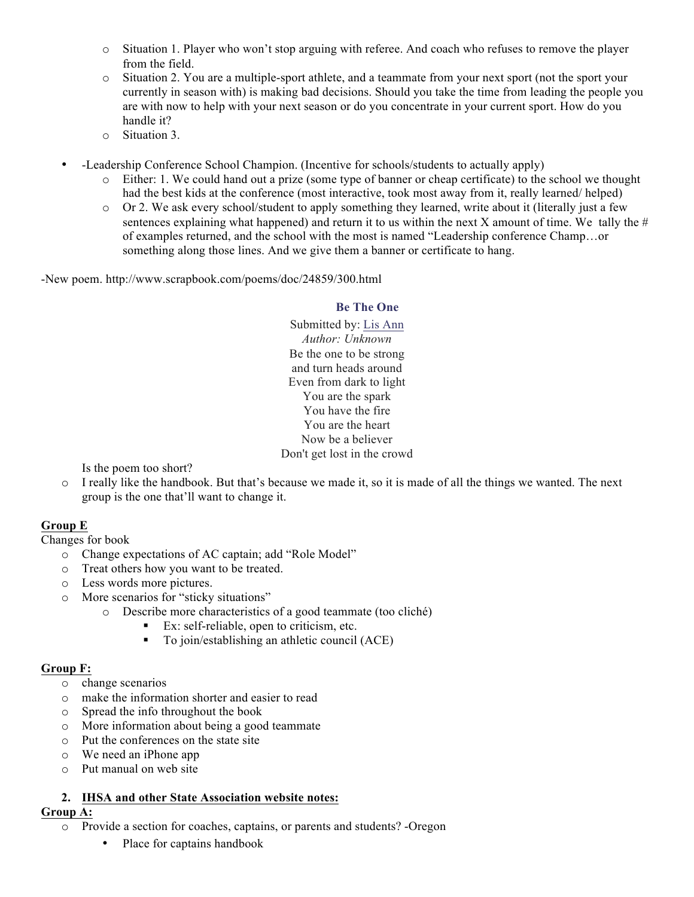- Situation 1. Player who won't stop arguing with referee. And coach who refuses to remove the player from the field.
  - Situation 2. You are a multiple-sport athlete, and a teammate from your next sport (not the sport your currently in season with) is making bad decisions. Should you take the time from leading the people you are with now to help with your next season or do you concentrate in your current sport. How do you handle it?
  - Situation 3.

- -Leadership Conference School Champion. (Incentive for schools/students to actually apply)
  - Either: 1. We could hand out a prize (some type of banner or cheap certificate) to the school we thought had the best kids at the conference (most interactive, took most away from it, really learned/ helped)
  - Or 2. We ask every school/student to apply something they learned, write about it (literally just a few sentences explaining what happened) and return it to us within the next X amount of time. We tally the # of examples returned, and the school with the most is named "Leadership conference Champ…or something along those lines. And we give them a banner or certificate to hang.

-New poem. http://www.scrapbook.com/poems/doc/24859/300.html

**Be The One**

Submitted by: Lis Ann
*Author: Unknown*
Be the one to be strong
and turn heads around
Even from dark to light
You are the spark
You have the fire
You are the heart
Now be a believer
Don't get lost in the crowd

Is the poem too short?

- I really like the handbook. But that's because we made it, so it is made of all the things we wanted. The next group is the one that'll want to change it.

**Group E**

Changes for book

- Change expectations of AC captain; add "Role Model"
- Treat others how you want to be treated.
- Less words more pictures.
- More scenarios for "sticky situations"
  - Describe more characteristics of a good teammate (too cliché)
    - Ex: self-reliable, open to criticism, etc.
    - To join/establishing an athletic council (ACE)

**Group F:**

- change scenarios
- make the information shorter and easier to read
- Spread the info throughout the book
- More information about being a good teammate
- Put the conferences on the state site
- We need an iPhone app
- Put manual on web site

2. **IHSA and other State Association website notes:**

**Group A:**

- Provide a section for coaches, captains, or parents and students? -Oregon
  - Place for captains handbook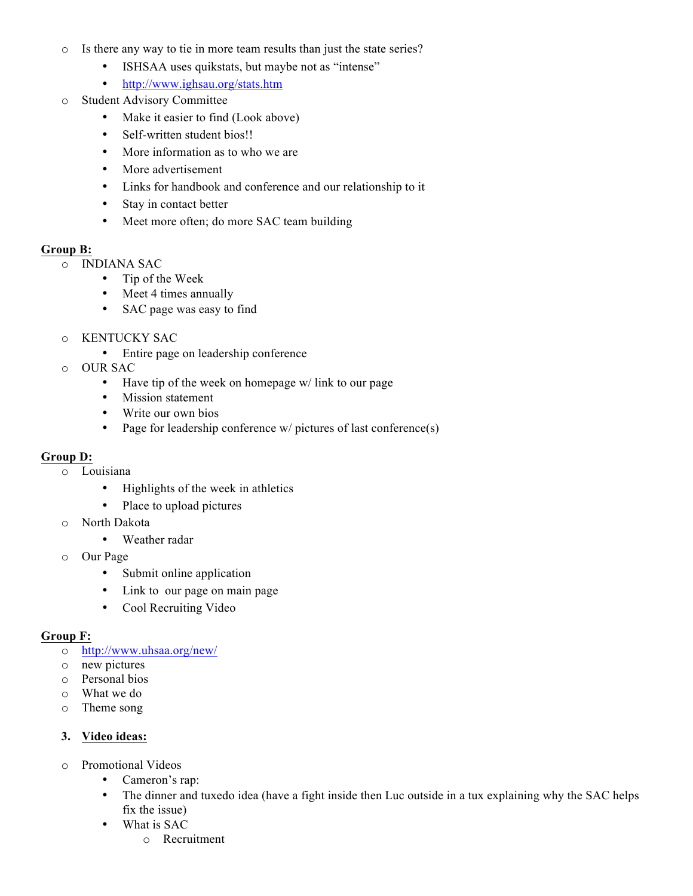- Is there any way to tie in more team results than just the state series?
  - ISHSAA uses quikstats, but maybe not as "intense"
  - [http://www.ighsau.org/stats.htm](http://www.ighsau.org/stats.htm)
- Student Advisory Committee
  - Make it easier to find (Look above)
  - Self-written student bios!!
  - More information as to who we are
  - More advertisement
  - Links for handbook and conference and our relationship to it
  - Stay in contact better
  - Meet more often; do more SAC team building

**Group B:**

- INDIANA SAC
  - Tip of the Week
  - Meet 4 times annually
  - SAC page was easy to find
- KENTUCKY SAC
  - Entire page on leadership conference
- OUR SAC
  - Have tip of the week on homepage w/ link to our page
  - Mission statement
  - Write our own bios
  - Page for leadership conference w/ pictures of last conference(s)

**Group D:**

- Louisiana
  - Highlights of the week in athletics
  - Place to upload pictures
- North Dakota
  - Weather radar
- Our Page
  - Submit online application
  - Link to our page on main page
  - Cool Recruiting Video

**Group F:**

- [http://www.uhsaa.org/new/](http://www.uhsaa.org/new/)
- new pictures
- Personal bios
- What we do
- Theme song

3. **Video ideas:**

- Promotional Videos
  - Cameron's rap:
  - The dinner and tuxedo idea (have a fight inside then Luc outside in a tux explaining why the SAC helps fix the issue)
  - What is SAC
    - Recruitment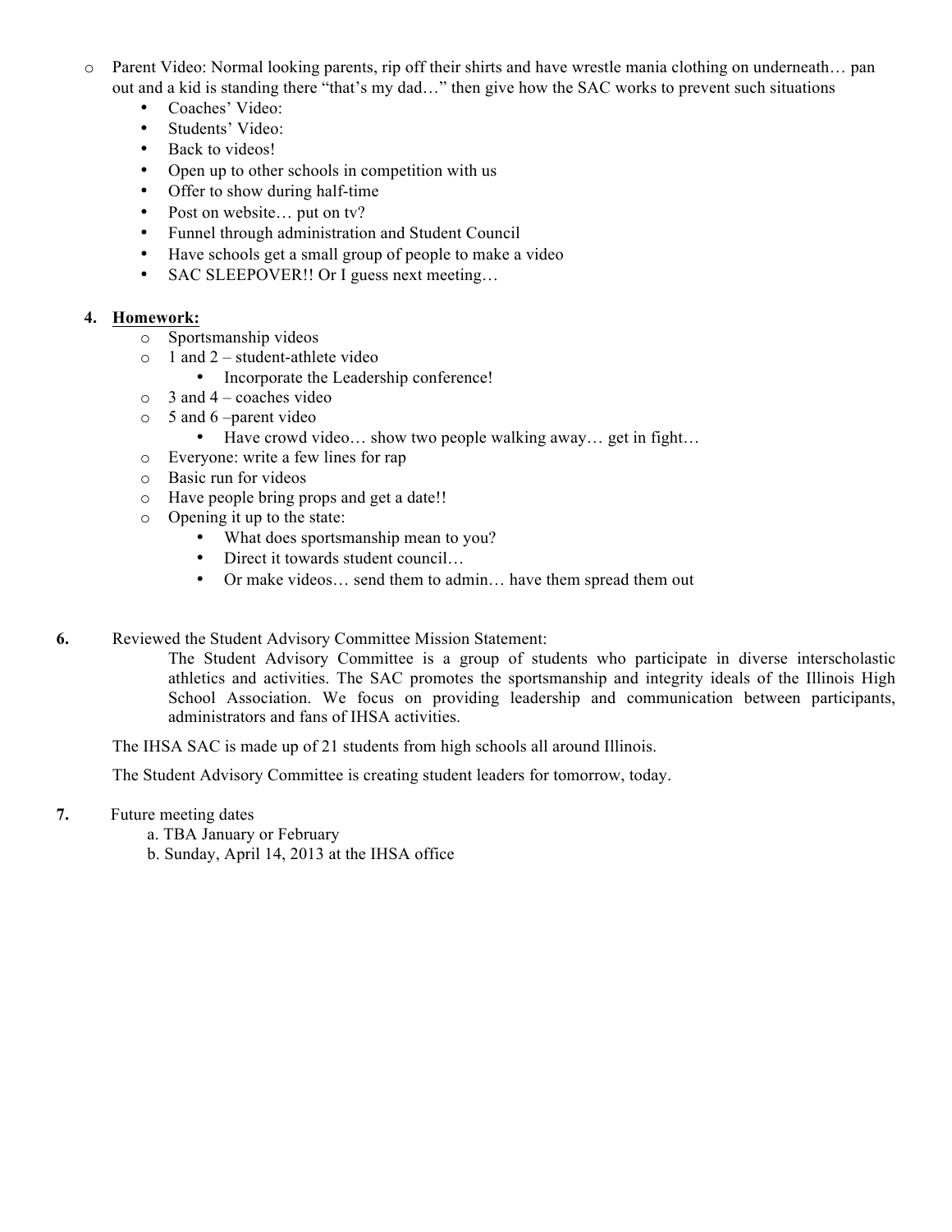- Parent Video: Normal looking parents, rip off their shirts and have wrestle mania clothing on underneath… pan out and a kid is standing there "that's my dad…" then give how the SAC works to prevent such situations
  - Coaches' Video:
  - Students' Video:
  - Back to videos!
  - Open up to other schools in competition with us
  - Offer to show during half-time
  - Post on website… put on tv?
  - Funnel through administration and Student Council
  - Have schools get a small group of people to make a video
  - SAC SLEEPOVER!! Or I guess next meeting…

4. <u>**Homework:**</u>
   - Sportsmanship videos
   - 1 and 2 – student-athlete video
     - Incorporate the Leadership conference!
   - 3 and 4 – coaches video
   - 5 and 6 –parent video
     - Have crowd video… show two people walking away… get in fight…
   - Everyone: write a few lines for rap
   - Basic run for videos
   - Have people bring props and get a date!!
   - Opening it up to the state:
     - What does sportsmanship mean to you?
     - Direct it towards student council…
     - Or make videos… send them to admin… have them spread them out

**6.** Reviewed the Student Advisory Committee Mission Statement:

> The Student Advisory Committee is a group of students who participate in diverse interscholastic athletics and activities. The SAC promotes the sportsmanship and integrity ideals of the Illinois High School Association. We focus on providing leadership and communication between participants, administrators and fans of IHSA activities.

The IHSA SAC is made up of 21 students from high schools all around Illinois.

The Student Advisory Committee is creating student leaders for tomorrow, today.

**7.** Future meeting dates

a. TBA January or February

b. Sunday, April 14, 2013 at the IHSA office